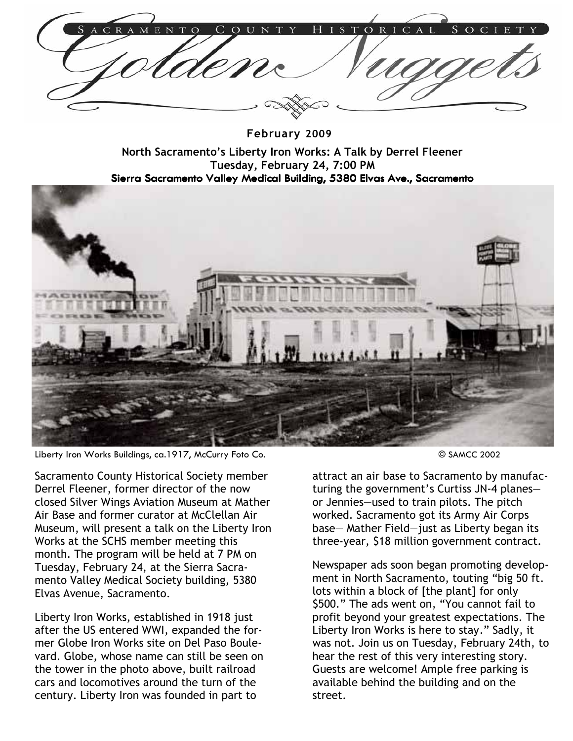# Sacramento County Historical Society Golden Nuggets

**February 2009**

**North Sacramento's Liberty Iron Works: A Talk by Derrel Fleener**
**Tuesday, February 24, 7:00 PM**
**Sierra Sacramento Valley Medical Building, 5380 Elvas Ave., Sacramento**

Liberty Iron Works Buildings, ca.1917, McCurry Foto Co. © SAMCC 2002

Sacramento County Historical Society member Derrel Fleener, former director of the now closed Silver Wings Aviation Museum at Mather Air Base and former curator at McClellan Air Museum, will present a talk on the Liberty Iron Works at the SCHS member meeting this month. The program will be held at 7 PM on Tuesday, February 24, at the Sierra Sacramento Valley Medical Society building, 5380 Elvas Avenue, Sacramento.

Liberty Iron Works, established in 1918 just after the US entered WWI, expanded the former Globe Iron Works site on Del Paso Boulevard. Globe, whose name can still be seen on the tower in the photo above, built railroad cars and locomotives around the turn of the century. Liberty Iron was founded in part to attract an air base to Sacramento by manufacturing the government's Curtiss JN-4 planes—or Jennies—used to train pilots. The pitch worked. Sacramento got its Army Air Corps base— Mather Field—just as Liberty began its three-year, $18 million government contract.

Newspaper ads soon began promoting development in North Sacramento, touting "big 50 ft. lots within a block of [the plant] for only $500." The ads went on, "You cannot fail to profit beyond your greatest expectations. The Liberty Iron Works is here to stay." Sadly, it was not. Join us on Tuesday, February 24th, to hear the rest of this very interesting story. Guests are welcome! Ample free parking is available behind the building and on the street.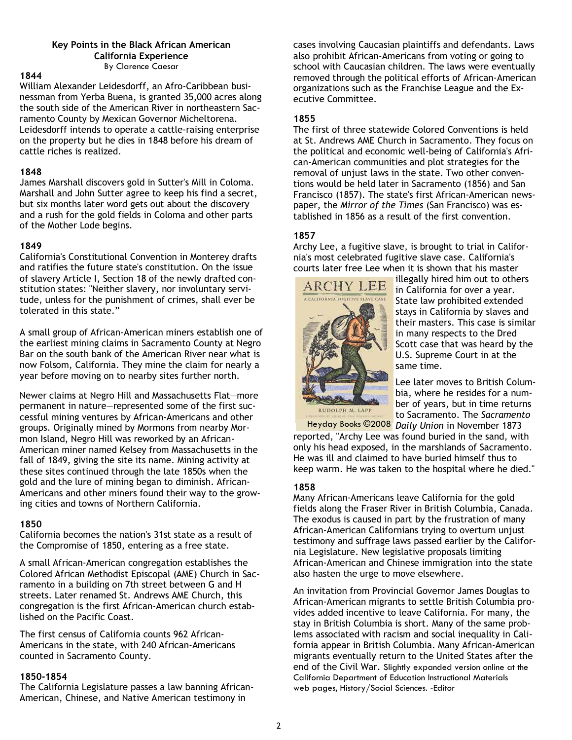### Key Points in the Black African American California Experience

By Clarence Caesar

**1844**

William Alexander Leidesdorff, an Afro-Caribbean businessman from Yerba Buena, is granted 35,000 acres along the south side of the American River in northeastern Sacramento County by Mexican Governor Micheltorena. Leidesdorff intends to operate a cattle-raising enterprise on the property but he dies in 1848 before his dream of cattle riches is realized.

**1848**

James Marshall discovers gold in Sutter's Mill in Coloma. Marshall and John Sutter agree to keep his find a secret, but six months later word gets out about the discovery and a rush for the gold fields in Coloma and other parts of the Mother Lode begins.

**1849**

California's Constitutional Convention in Monterey drafts and ratifies the future state's constitution. On the issue of slavery Article I, Section 18 of the newly drafted constitution states: "Neither slavery, nor involuntary servitude, unless for the punishment of crimes, shall ever be tolerated in this state."

A small group of African-American miners establish one of the earliest mining claims in Sacramento County at Negro Bar on the south bank of the American River near what is now Folsom, California. They mine the claim for nearly a year before moving on to nearby sites further north.

Newer claims at Negro Hill and Massachusetts Flat—more permanent in nature—represented some of the first successful mining ventures by African-Americans and other groups. Originally mined by Mormons from nearby Mormon Island, Negro Hill was reworked by an African-American miner named Kelsey from Massachusetts in the fall of 1849, giving the site its name. Mining activity at these sites continued through the late 1850s when the gold and the lure of mining began to diminish. African-Americans and other miners found their way to the growing cities and towns of Northern California.

**1850**

California becomes the nation's 31st state as a result of the Compromise of 1850, entering as a free state.

A small African-American congregation establishes the Colored African Methodist Episcopal (AME) Church in Sacramento in a building on 7th street between G and H streets. Later renamed St. Andrews AME Church, this congregation is the first African-American church established on the Pacific Coast.

The first census of California counts 962 African-Americans in the state, with 240 African-Americans counted in Sacramento County.

**1850-1854**

The California Legislature passes a law banning African-American, Chinese, and Native American testimony in cases involving Caucasian plaintiffs and defendants. Laws also prohibit African-Americans from voting or going to school with Caucasian children. The laws were eventually removed through the political efforts of African-American organizations such as the Franchise League and the Executive Committee.

**1855**

The first of three statewide Colored Conventions is held at St. Andrews AME Church in Sacramento. They focus on the political and economic well-being of California's African-American communities and plot strategies for the removal of unjust laws in the state. Two other conventions would be held later in Sacramento (1856) and San Francisco (1857). The state's first African-American newspaper, the *Mirror of the Times* (San Francisco) was established in 1856 as a result of the first convention.

**1857**

Archy Lee, a fugitive slave, is brought to trial in California's most celebrated fugitive slave case. California's courts later free Lee when it is shown that his master illegally hired him out to others in California for over a year. State law prohibited extended stays in California by slaves and their masters. This case is similar in many respects to the Dred Scott case that was heard by the U.S. Supreme Court in at the same time.

Heyday Books ©2008

Lee later moves to British Columbia, where he resides for a number of years, but in time returns to Sacramento. The *Sacramento Daily Union* in November 1873 reported, "Archy Lee was found buried in the sand, with only his head exposed, in the marshlands of Sacramento. He was ill and claimed to have buried himself thus to keep warm. He was taken to the hospital where he died."

**1858**

Many African-Americans leave California for the gold fields along the Fraser River in British Columbia, Canada. The exodus is caused in part by the frustration of many African-American Californians trying to overturn unjust testimony and suffrage laws passed earlier by the California Legislature. New legislative proposals limiting African-American and Chinese immigration into the state also hasten the urge to move elsewhere.

An invitation from Provincial Governor James Douglas to African-American migrants to settle British Columbia provides added incentive to leave California. For many, the stay in British Columbia is short. Many of the same problems associated with racism and social inequality in California appear in British Columbia. Many African-American migrants eventually return to the United States after the end of the Civil War. Slightly expanded version online at the California Department of Education Instructional Materials web pages, History/Social Sciences. -Editor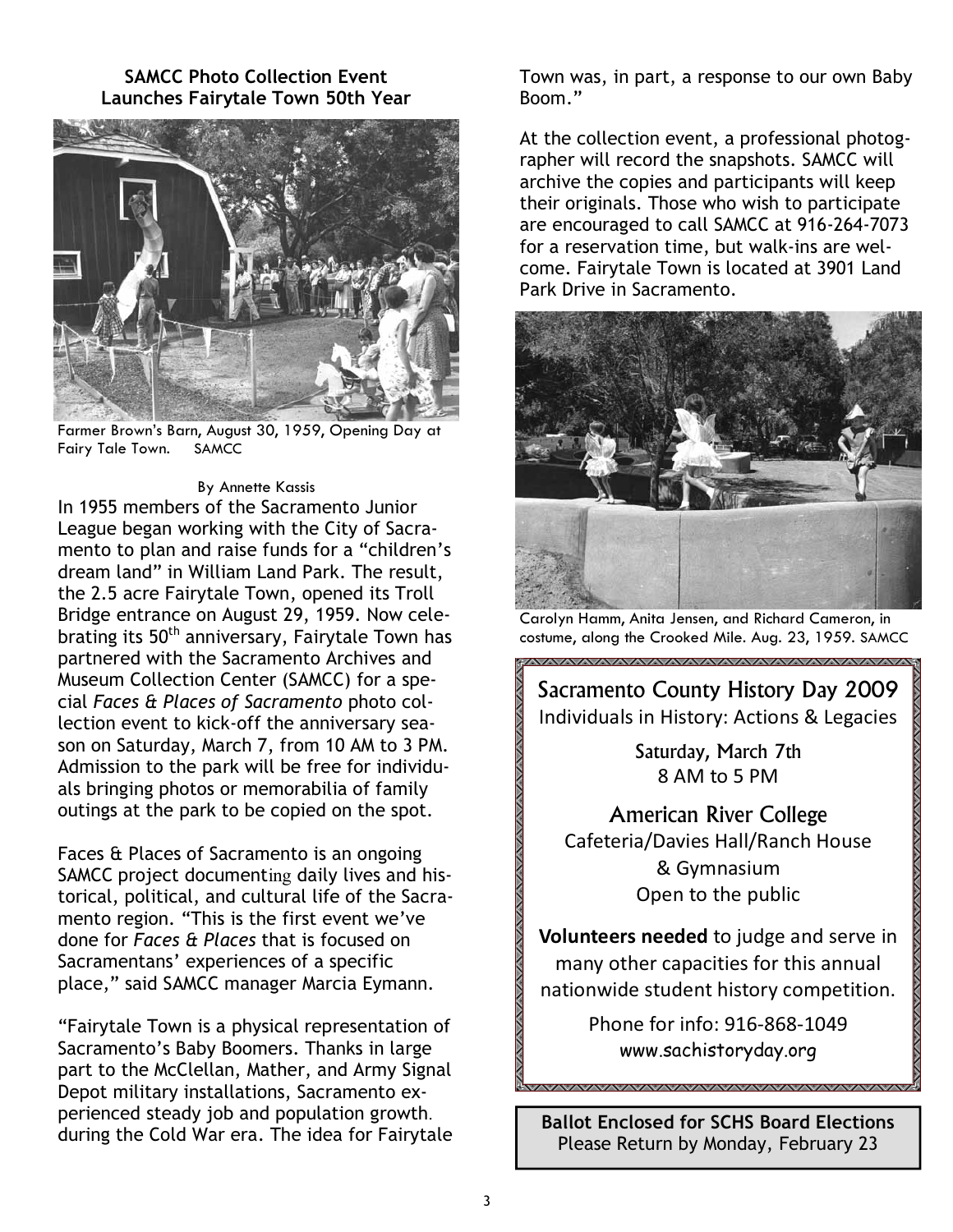## SAMCC Photo Collection Event Launches Fairytale Town 50th Year

Farmer Brown's Barn, August 30, 1959, Opening Day at Fairy Tale Town. SAMCC

By Annette Kassis

In 1955 members of the Sacramento Junior League began working with the City of Sacramento to plan and raise funds for a "children's dream land" in William Land Park. The result, the 2.5 acre Fairytale Town, opened its Troll Bridge entrance on August 29, 1959. Now celebrating its 50th anniversary, Fairytale Town has partnered with the Sacramento Archives and Museum Collection Center (SAMCC) for a special *Faces & Places of Sacramento* photo collection event to kick-off the anniversary season on Saturday, March 7, from 10 AM to 3 PM. Admission to the park will be free for individuals bringing photos or memorabilia of family outings at the park to be copied on the spot.

Faces & Places of Sacramento is an ongoing SAMCC project documenting daily lives and historical, political, and cultural life of the Sacramento region. "This is the first event we've done for *Faces & Places* that is focused on Sacramentans' experiences of a specific place," said SAMCC manager Marcia Eymann.

"Fairytale Town is a physical representation of Sacramento's Baby Boomers. Thanks in large part to the McClellan, Mather, and Army Signal Depot military installations, Sacramento experienced steady job and population growth. during the Cold War era. The idea for Fairytale Town was, in part, a response to our own Baby Boom."

At the collection event, a professional photographer will record the snapshots. SAMCC will archive the copies and participants will keep their originals. Those who wish to participate are encouraged to call SAMCC at 916-264-7073 for a reservation time, but walk-ins are welcome. Fairytale Town is located at 3901 Land Park Drive in Sacramento.

Carolyn Hamm, Anita Jensen, and Richard Cameron, in costume, along the Crooked Mile. Aug. 23, 1959. SAMCC

## Sacramento County History Day 2009

Individuals in History: Actions & Legacies

Saturday, March 7th
8 AM to 5 PM

### American River College

Cafeteria/Davies Hall/Ranch House & Gymnasium
Open to the public

**Volunteers needed** to judge and serve in many other capacities for this annual nationwide student history competition.

Phone for info: 916-868-1049
www.sachistoryday.org

**Ballot Enclosed for SCHS Board Elections**
Please Return by Monday, February 23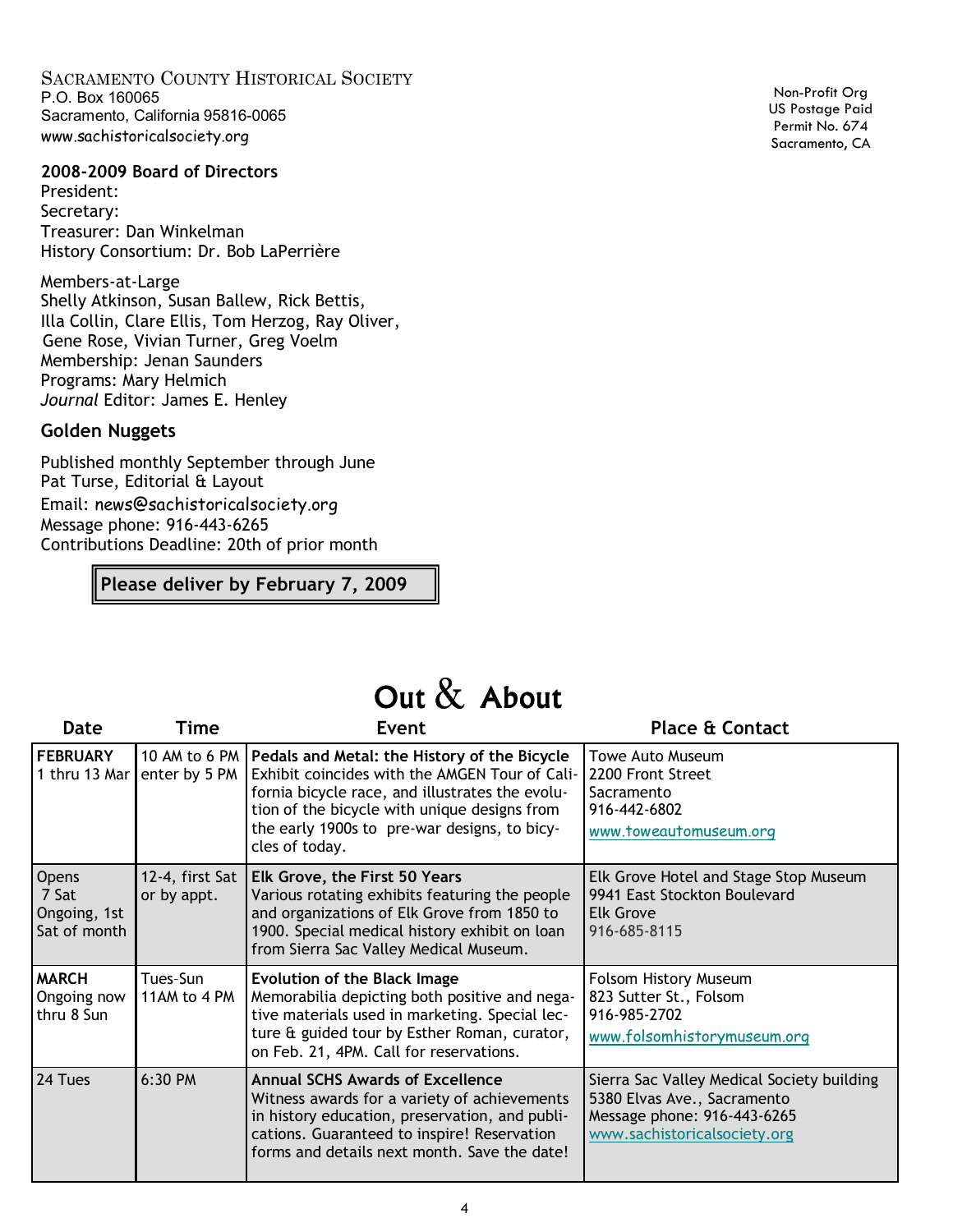SACRAMENTO COUNTY HISTORICAL SOCIETY
P.O. Box 160065
Sacramento, California 95816-0065
www.sachistoricalsociety.org

Non-Profit Org
US Postage Paid
Permit No. 674
Sacramento, CA

**2008-2009 Board of Directors**
President:
Secretary:
Treasurer: Dan Winkelman
History Consortium: Dr. Bob LaPerrière

Members-at-Large
Shelly Atkinson, Susan Ballew, Rick Bettis,
Illa Collin, Clare Ellis, Tom Herzog, Ray Oliver,
Gene Rose, Vivian Turner, Greg Voelm
Membership: Jenan Saunders
Programs: Mary Helmich
*Journal* Editor: James E. Henley

## Golden Nuggets

Published monthly September through June
Pat Turse, Editorial & Layout
Email: news@sachistoricalsociety.org
Message phone: 916-443-6265
Contributions Deadline: 20th of prior month

**Please deliver by February 7, 2009**

# Out & About

| Date | Time | Event | Place & Contact |
|---|---|---|---|
| **FEBRUARY** 1 thru 13 Mar | 10 AM to 6 PM enter by 5 PM | **Pedals and Metal: the History of the Bicycle** Exhibit coincides with the AMGEN Tour of California bicycle race, and illustrates the evolution of the bicycle with unique designs from the early 1900s to pre-war designs, to bicycles of today. | Towe Auto Museum 2200 Front Street Sacramento 916-442-6802 www.toweautomuseum.org |
| Opens 7 Sat Ongoing, 1st Sat of month | 12-4, first Sat or by appt. | **Elk Grove, the First 50 Years** Various rotating exhibits featuring the people and organizations of Elk Grove from 1850 to 1900. Special medical history exhibit on loan from Sierra Sac Valley Medical Museum. | Elk Grove Hotel and Stage Stop Museum 9941 East Stockton Boulevard Elk Grove 916-685-8115 |
| **MARCH** Ongoing now thru 8 Sun | Tues-Sun 11AM to 4 PM | **Evolution of the Black Image** Memorabilia depicting both positive and negative materials used in marketing. Special lecture & guided tour by Esther Roman, curator, on Feb. 21, 4PM. Call for reservations. | Folsom History Museum 823 Sutter St., Folsom 916-985-2702 www.folsomhistorymuseum.org |
| 24 Tues | 6:30 PM | **Annual SCHS Awards of Excellence** Witness awards for a variety of achievements in history education, preservation, and publications. Guaranteed to inspire! Reservation forms and details next month. Save the date! | Sierra Sac Valley Medical Society building 5380 Elvas Ave., Sacramento Message phone: 916-443-6265 www.sachistoricalsociety.org |